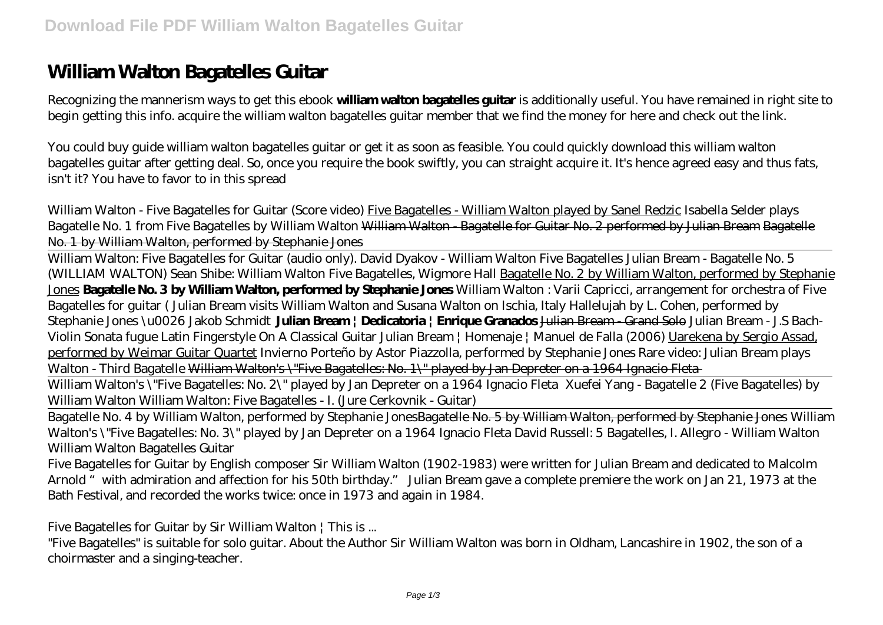# William Walton Bagatelles Guitar

Recognizing the mannerism ways to get this ebook **william walton bagatelles guitar** is additionally useful. You have remained in right site to begin getting this info. acquire the william walton bagatelles guitar member that we find the money for here and check out the link.

You could buy guide william walton bagatelles guitar or get it as soon as feasible. You could quickly download this william walton bagatelles guitar after getting deal. So, once you require the book swiftly, you can straight acquire it. It's hence agreed easy and thus fats, isn't it? You have to favor to in this spread

*William Walton - Five Bagatelles for Guitar (Score video)* Five Bagatelles - William Walton played by Sanel Redzic *Isabella Selder plays Bagatelle No. 1 from Five Bagatelles by William Walton* William Walton - Bagatelle for Guitar No. 2 performed by Julian Bream Bagatelle No. 1 by William Walton, performed by Stephanie Jones

William Walton: Five Bagatelles for Guitar (audio only). *David Dyakov - William Walton Five Bagatelles* *Julian Bream - Bagatelle No. 5 (WILLIAM WALTON)* *Sean Shibe: William Walton Five Bagatelles, Wigmore Hall* Bagatelle No. 2 by William Walton, performed by Stephanie Jones **Bagatelle No. 3 by William Walton, performed by Stephanie Jones** *William Walton : Varii Capricci, arrangement for orchestra of Five Bagatelles for guitar (* *Julian Bream visits William Walton and Susana Walton on Ischia, Italy* *Hallelujah by L. Cohen, performed by Stephanie Jones \u0026 Jakob Schmidt* **Julian Bream | Dedicatoria | Enrique Granados** Julian Bream - Grand Solo *Julian Bream - J.S Bach- Violin Sonata fugue* *Latin Fingerstyle On A Classical Guitar* *Julian Bream | Homenaje | Manuel de Falla (2006)* Uarekena by Sergio Assad, performed by Weimar Guitar Quartet *Invierno Porteño by Astor Piazzolla, performed by Stephanie Jones* *Rare video: Julian Bream plays Walton - Third Bagatelle* William Walton's \"Five Bagatelles: No. 1\" played by Jan Depreter on a 1964 Ignacio Fleta

William Walton's \"Five Bagatelles: No. 2\" played by Jan Depreter on a 1964 Ignacio Fleta *Xuefei Yang - Bagatelle 2 (Five Bagatelles) by William Walton* *William Walton: Five Bagatelles - I. (Jure Cerkovnik - Guitar)*

Bagatelle No. 4 by William Walton, performed by Stephanie Jones Bagatelle No. 5 by William Walton, performed by Stephanie Jones *William Walton's \"Five Bagatelles: No. 3\" played by Jan Depreter on a 1964 Ignacio Fleta* *David Russell: 5 Bagatelles, I. Allegro - William Walton* *William Walton Bagatelles Guitar*

Five Bagatelles for Guitar by English composer Sir William Walton (1902-1983) were written for Julian Bream and dedicated to Malcolm Arnold "with admiration and affection for his 50th birthday." Julian Bream gave a complete premiere the work on Jan 21, 1973 at the Bath Festival, and recorded the works twice: once in 1973 and again in 1984.

*Five Bagatelles for Guitar by Sir William Walton | This is ...*

"Five Bagatelles" is suitable for solo guitar. About the Author Sir William Walton was born in Oldham, Lancashire in 1902, the son of a choirmaster and a singing-teacher.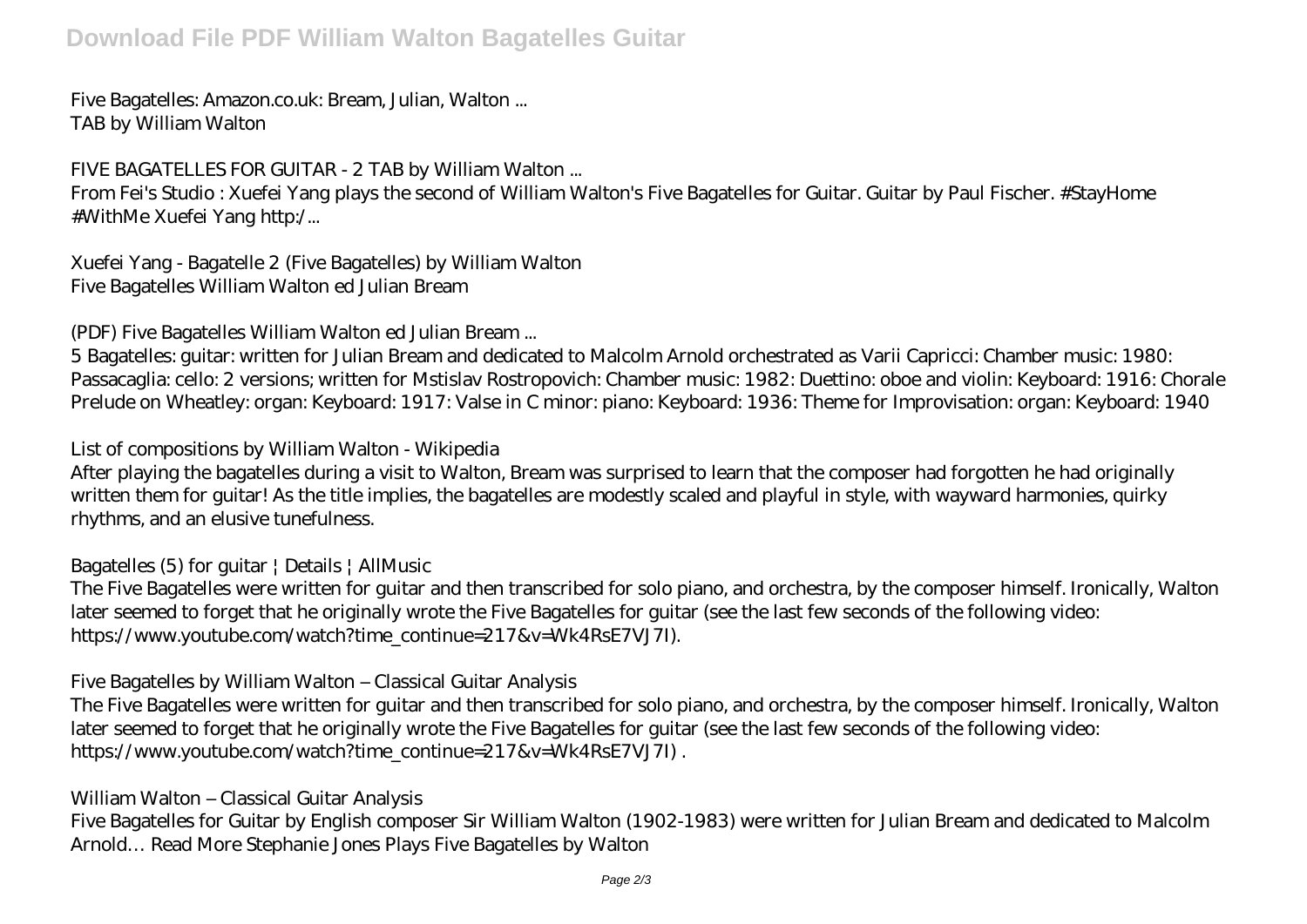Five Bagatelles: Amazon.co.uk: Bream, Julian, Walton ...
TAB by William Walton

*FIVE BAGATELLES FOR GUITAR - 2 TAB by William Walton ...*

From Fei's Studio : Xuefei Yang plays the second of William Walton's Five Bagatelles for Guitar. Guitar by Paul Fischer. #StayHome #WithMe Xuefei Yang http:/...

*Xuefei Yang - Bagatelle 2 (Five Bagatelles) by William Walton*

Five Bagatelles William Walton ed Julian Bream

*(PDF) Five Bagatelles William Walton ed Julian Bream ...*

5 Bagatelles: guitar: written for Julian Bream and dedicated to Malcolm Arnold orchestrated as Varii Capricci: Chamber music: 1980: Passacaglia: cello: 2 versions; written for Mstislav Rostropovich: Chamber music: 1982: Duettino: oboe and violin: Keyboard: 1916: Chorale Prelude on Wheatley: organ: Keyboard: 1917: Valse in C minor: piano: Keyboard: 1936: Theme for Improvisation: organ: Keyboard: 1940

*List of compositions by William Walton - Wikipedia*

After playing the bagatelles during a visit to Walton, Bream was surprised to learn that the composer had forgotten he had originally written them for guitar! As the title implies, the bagatelles are modestly scaled and playful in style, with wayward harmonies, quirky rhythms, and an elusive tunefulness.

*Bagatelles (5) for guitar | Details | AllMusic*

The Five Bagatelles were written for guitar and then transcribed for solo piano, and orchestra, by the composer himself. Ironically, Walton later seemed to forget that he originally wrote the Five Bagatelles for guitar (see the last few seconds of the following video: https://www.youtube.com/watch?time_continue=217&v=Wk4RsE7VJ7I).

*Five Bagatelles by William Walton – Classical Guitar Analysis*

The Five Bagatelles were written for guitar and then transcribed for solo piano, and orchestra, by the composer himself. Ironically, Walton later seemed to forget that he originally wrote the Five Bagatelles for guitar (see the last few seconds of the following video: https://www.youtube.com/watch?time_continue=217&v=Wk4RsE7VJ7I) .

*William Walton – Classical Guitar Analysis*

Five Bagatelles for Guitar by English composer Sir William Walton (1902-1983) were written for Julian Bream and dedicated to Malcolm Arnold… Read More Stephanie Jones Plays Five Bagatelles by Walton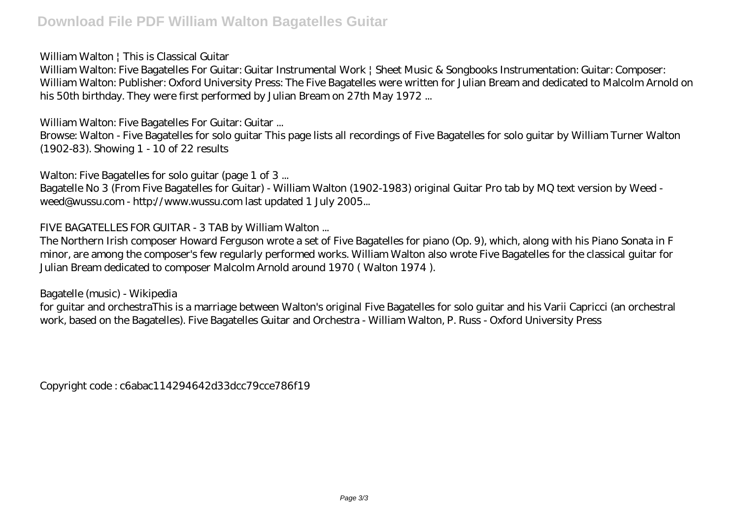*William Walton | This is Classical Guitar*

William Walton: Five Bagatelles For Guitar: Guitar Instrumental Work | Sheet Music & Songbooks Instrumentation: Guitar: Composer: William Walton: Publisher: Oxford University Press: The Five Bagatelles were written for Julian Bream and dedicated to Malcolm Arnold on his 50th birthday. They were first performed by Julian Bream on 27th May 1972 ...

*William Walton: Five Bagatelles For Guitar: Guitar ...*

Browse: Walton - Five Bagatelles for solo guitar This page lists all recordings of Five Bagatelles for solo guitar by William Turner Walton (1902-83). Showing 1 - 10 of 22 results

*Walton: Five Bagatelles for solo guitar (page 1 of 3 ...*

Bagatelle No 3 (From Five Bagatelles for Guitar) - William Walton (1902-1983) original Guitar Pro tab by MQ text version by Weed - weed@wussu.com - http://www.wussu.com last updated 1 July 2005...

*FIVE BAGATELLES FOR GUITAR - 3 TAB by William Walton ...*

The Northern Irish composer Howard Ferguson wrote a set of Five Bagatelles for piano (Op. 9), which, along with his Piano Sonata in F minor, are among the composer's few regularly performed works. William Walton also wrote Five Bagatelles for the classical guitar for Julian Bream dedicated to composer Malcolm Arnold around 1970 ( Walton 1974 ).

*Bagatelle (music) - Wikipedia*

for guitar and orchestraThis is a marriage between Walton's original Five Bagatelles for solo guitar and his Varii Capricci (an orchestral work, based on the Bagatelles). Five Bagatelles Guitar and Orchestra - William Walton, P. Russ - Oxford University Press

Copyright code : c6abac114294642d33dcc79cce786f19